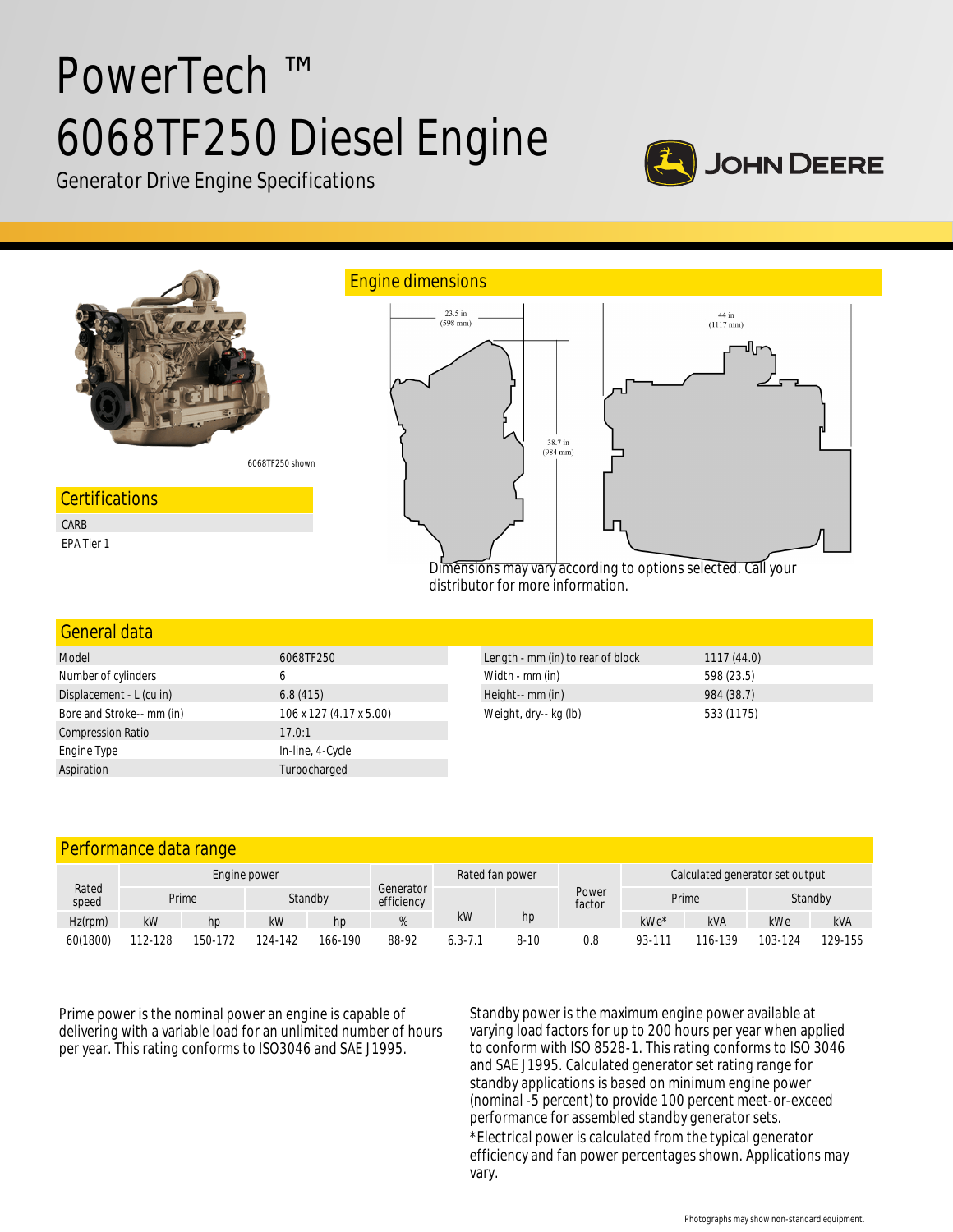# PowerTech ™ 6068TF250 Diesel Engine

Generator Drive Engine Specifications

6068TF250 shown

## Certifications

CARB

EPA Tier 1

## Engine dimensions

23.5 in (598 mm)

44 in (1117 mm)

38.7 in (984 mm)

Dimensions may vary according to options selected. Call your distributor for more information.

## General data

| | |
|---|---|
| Model | 6068TF250 |
| Number of cylinders | 6 |
| Displacement - L (cu in) | 6.8 (415) |
| Bore and Stroke-- mm (in) | 106 x 127 (4.17 x 5.00) |
| Compression Ratio | 17.0:1 |
| Engine Type | In-line, 4-Cycle |
| Aspiration | Turbocharged |

| | |
|---|---|
| Length - mm (in) to rear of block | 1117 (44.0) |
| Width - mm (in) | 598 (23.5) |
| Height-- mm (in) | 984 (38.7) |
| Weight, dry-- kg (lb) | 533 (1175) |

## Performance data range

| Rated speed | Engine power | | | | Generator efficiency | Rated fan power | | Power factor | Calculated generator set output | | | |
|---|---|---|---|---|---|---|---|---|---|---|---|---|
| | Prime | | Standby | | | | | | Prime | | Standby | |
| Hz(rpm) | kW | hp | kW | hp | % | kW | hp | | kWe* | kVA | kWe | kVA |
| 60(1800) | 112-128 | 150-172 | 124-142 | 166-190 | 88-92 | 6.3-7.1 | 8-10 | 0.8 | 93-111 | 116-139 | 103-124 | 129-155 |

Prime power is the nominal power an engine is capable of delivering with a variable load for an unlimited number of hours per year. This rating conforms to ISO3046 and SAE J1995.

Standby power is the maximum engine power available at varying load factors for up to 200 hours per year when applied to conform with ISO 8528-1. This rating conforms to ISO 3046 and SAE J1995. Calculated generator set rating range for standby applications is based on minimum engine power (nominal -5 percent) to provide 100 percent meet-or-exceed performance for assembled standby generator sets.

*Electrical power is calculated from the typical generator efficiency and fan power percentages shown. Applications may vary.

Photographs may show non-standard equipment.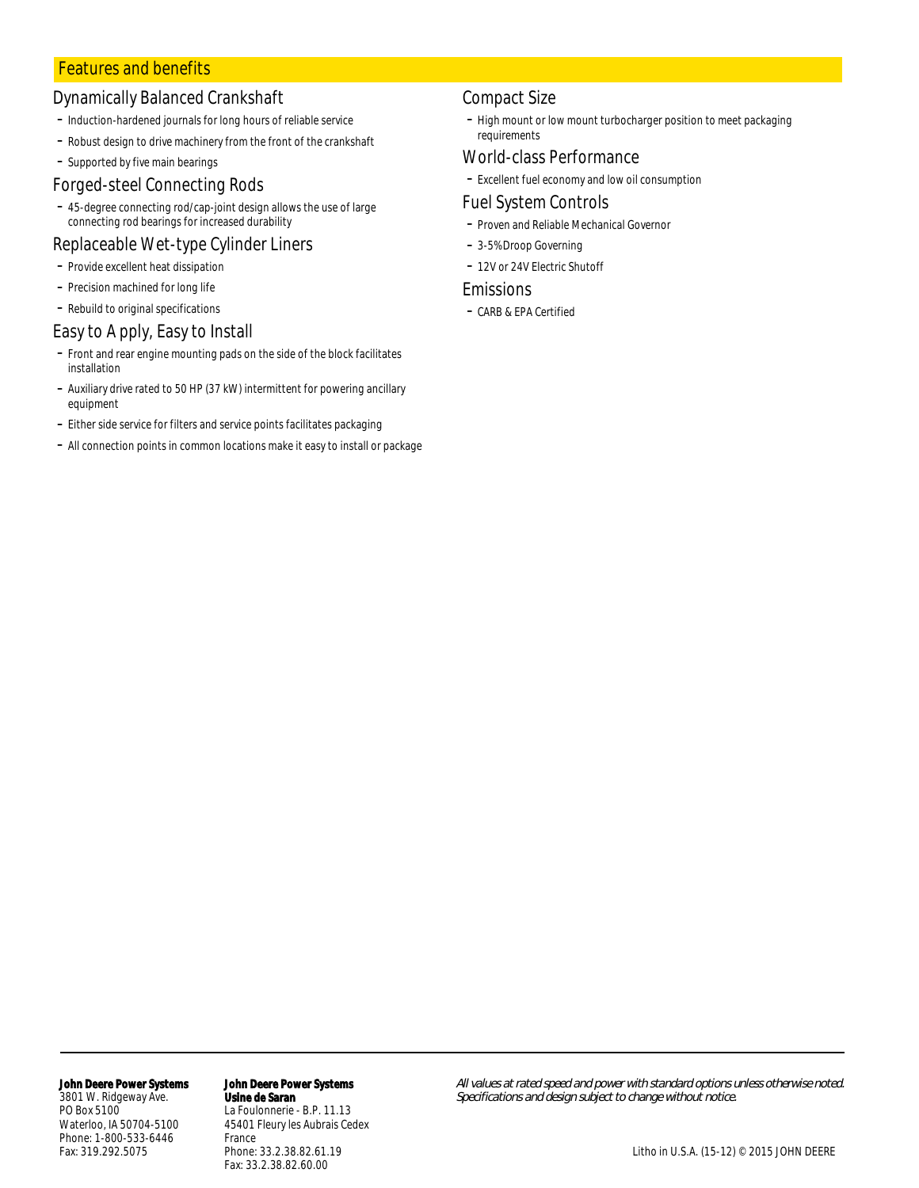## Features and benefits

### Dynamically Balanced Crankshaft

- Induction-hardened journals for long hours of reliable service
- Robust design to drive machinery from the front of the crankshaft
- Supported by five main bearings

### Forged-steel Connecting Rods

- 45-degree connecting rod/cap-joint design allows the use of large connecting rod bearings for increased durability

### Replaceable Wet-type Cylinder Liners

- Provide excellent heat dissipation
- Precision machined for long life
- Rebuild to original specifications

### Easy to Apply, Easy to Install

- Front and rear engine mounting pads on the side of the block facilitates installation
- Auxiliary drive rated to 50 HP (37 kW) intermittent for powering ancillary equipment
- Either side service for filters and service points facilitates packaging
- All connection points in common locations make it easy to install or package

### Compact Size

- High mount or low mount turbocharger position to meet packaging requirements

### World-class Performance

- Excellent fuel economy and low oil consumption

### Fuel System Controls

- Proven and Reliable Mechanical Governor
- 3-5% Droop Governing
- 12V or 24V Electric Shutoff

### Emissions

- CARB & EPA Certified

---

**John Deere Power Systems**
3801 W. Ridgeway Ave.
PO Box 5100
Waterloo, IA 50704-5100
Phone: 1-800-533-6446
Fax: 319.292.5075

**John Deere Power Systems**
**Usine de Saran**
La Foulonnerie - B.P. 11.13
45401 Fleury les Aubrais Cedex
France
Phone: 33.2.38.82.61.19
Fax: 33.2.38.82.60.00

*All values at rated speed and power with standard options unless otherwise noted. Specifications and design subject to change without notice.*

Litho in U.S.A. (15-12) © 2015 JOHN DEERE